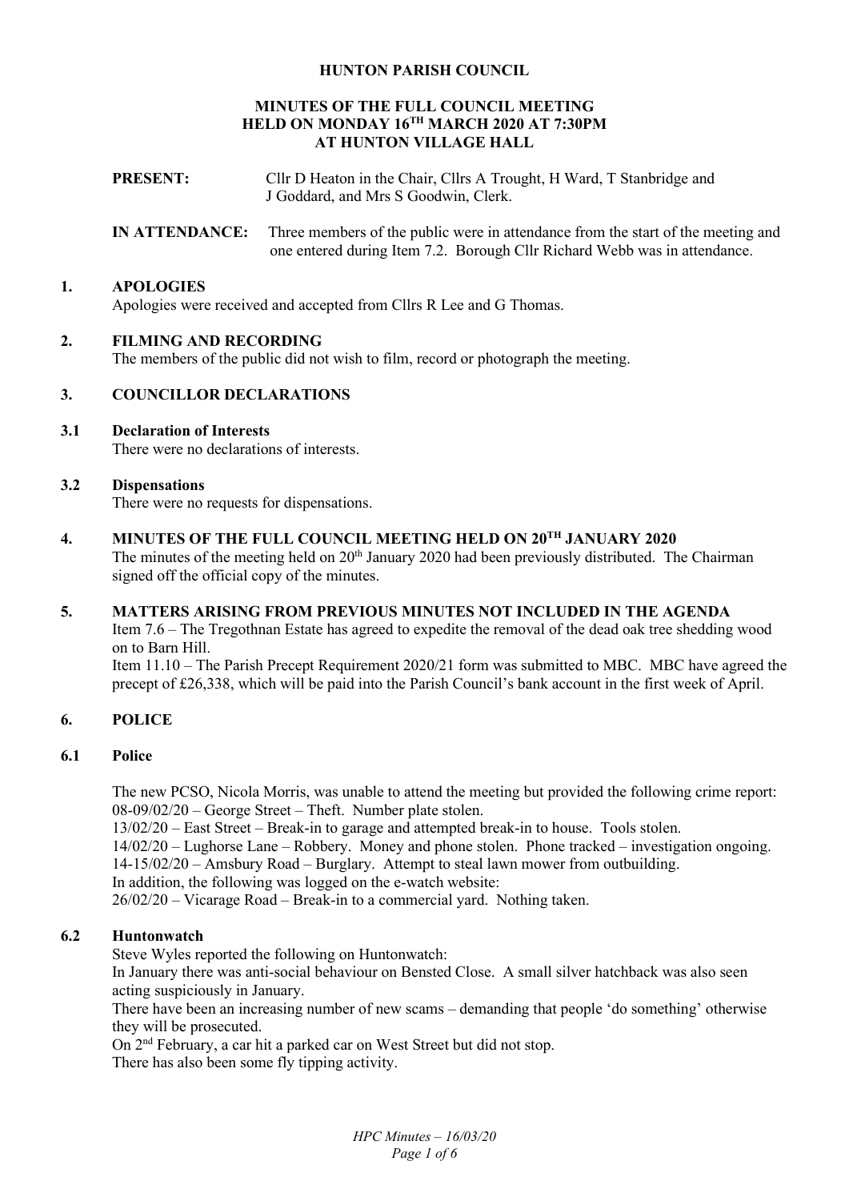# HUNTON PARISH COUNCIL

## MINUTES OF THE FULL COUNCIL MEETING HELD ON MONDAY 16TH MARCH 2020 AT 7:30PM AT HUNTON VILLAGE HALL

**PRESENT:** Cllr D Heaton in the Chair, Cllrs A Trought, H Ward, T Stanbridge and J Goddard, and Mrs S Goodwin, Clerk.

**IN ATTENDANCE:** Three members of the public were in attendance from the start of the meeting and one entered during Item 7.2. Borough Cllr Richard Webb was in attendance.

### 1. APOLOGIES

Apologies were received and accepted from Cllrs R Lee and G Thomas.

### 2. FILMING AND RECORDING

The members of the public did not wish to film, record or photograph the meeting.

### 3. COUNCILLOR DECLARATIONS

#### 3.1 Declaration of Interests

There were no declarations of interests.

#### 3.2 Dispensations

There were no requests for dispensations.

### 4. MINUTES OF THE FULL COUNCIL MEETING HELD ON 20TH JANUARY 2020

The minutes of the meeting held on 20th January 2020 had been previously distributed. The Chairman signed off the official copy of the minutes.

### 5. MATTERS ARISING FROM PREVIOUS MINUTES NOT INCLUDED IN THE AGENDA

Item 7.6 – The Tregothnan Estate has agreed to expedite the removal of the dead oak tree shedding wood on to Barn Hill.

Item 11.10 – The Parish Precept Requirement 2020/21 form was submitted to MBC. MBC have agreed the precept of £26,338, which will be paid into the Parish Council's bank account in the first week of April.

### 6. POLICE

#### 6.1 Police

The new PCSO, Nicola Morris, was unable to attend the meeting but provided the following crime report:

08-09/02/20 – George Street – Theft. Number plate stolen.

13/02/20 – East Street – Break-in to garage and attempted break-in to house. Tools stolen.

14/02/20 – Lughorse Lane – Robbery. Money and phone stolen. Phone tracked – investigation ongoing.

14-15/02/20 – Amsbury Road – Burglary. Attempt to steal lawn mower from outbuilding.

In addition, the following was logged on the e-watch website:

26/02/20 – Vicarage Road – Break-in to a commercial yard. Nothing taken.

#### 6.2 Huntonwatch

Steve Wyles reported the following on Huntonwatch:

In January there was anti-social behaviour on Bensted Close. A small silver hatchback was also seen acting suspiciously in January.

There have been an increasing number of new scams – demanding that people 'do something' otherwise they will be prosecuted.

On 2nd February, a car hit a parked car on West Street but did not stop.

There has also been some fly tipping activity.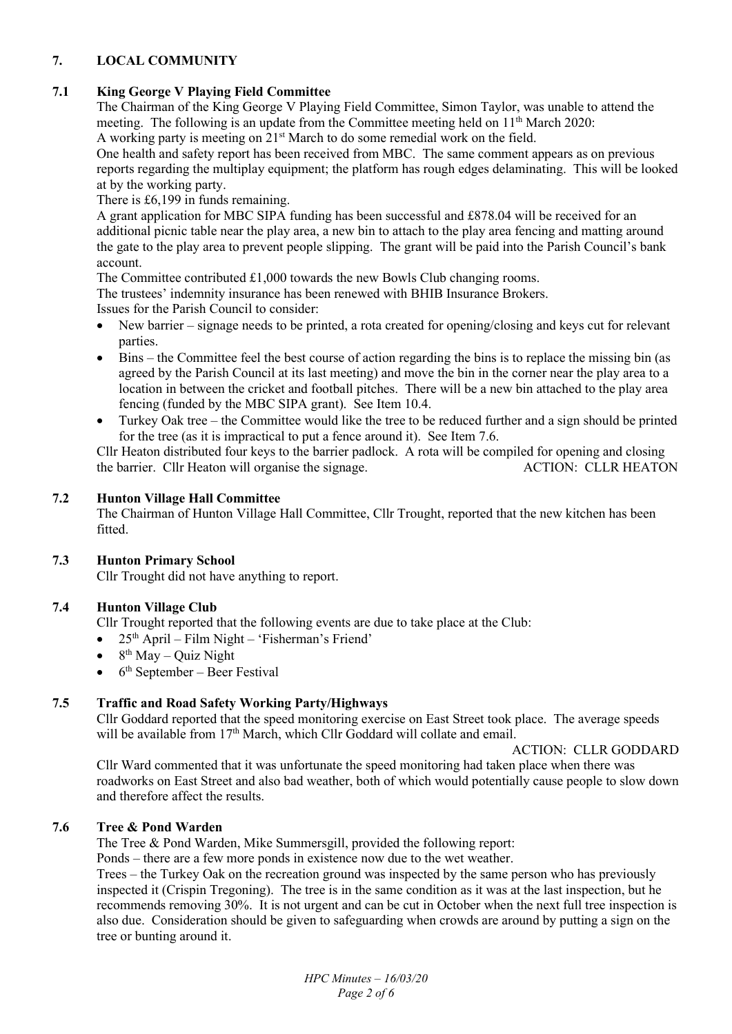## 7. LOCAL COMMUNITY

### 7.1 King George V Playing Field Committee

The Chairman of the King George V Playing Field Committee, Simon Taylor, was unable to attend the meeting. The following is an update from the Committee meeting held on 11th March 2020:

A working party is meeting on 21st March to do some remedial work on the field.

One health and safety report has been received from MBC. The same comment appears as on previous reports regarding the multiplay equipment; the platform has rough edges delaminating. This will be looked at by the working party.

There is £6,199 in funds remaining.

A grant application for MBC SIPA funding has been successful and £878.04 will be received for an additional picnic table near the play area, a new bin to attach to the play area fencing and matting around the gate to the play area to prevent people slipping. The grant will be paid into the Parish Council's bank account.

The Committee contributed £1,000 towards the new Bowls Club changing rooms.

The trustees' indemnity insurance has been renewed with BHIB Insurance Brokers.

Issues for the Parish Council to consider:

- New barrier – signage needs to be printed, a rota created for opening/closing and keys cut for relevant parties.
- Bins – the Committee feel the best course of action regarding the bins is to replace the missing bin (as agreed by the Parish Council at its last meeting) and move the bin in the corner near the play area to a location in between the cricket and football pitches. There will be a new bin attached to the play area fencing (funded by the MBC SIPA grant). See Item 10.4.
- Turkey Oak tree – the Committee would like the tree to be reduced further and a sign should be printed for the tree (as it is impractical to put a fence around it). See Item 7.6.

Cllr Heaton distributed four keys to the barrier padlock. A rota will be compiled for opening and closing the barrier. Cllr Heaton will organise the signage. ACTION: CLLR HEATON

### 7.2 Hunton Village Hall Committee

The Chairman of Hunton Village Hall Committee, Cllr Trought, reported that the new kitchen has been fitted.

### 7.3 Hunton Primary School

Cllr Trought did not have anything to report.

### 7.4 Hunton Village Club

Cllr Trought reported that the following events are due to take place at the Club:

- 25th April – Film Night – 'Fisherman's Friend'
- 8th May – Quiz Night
- 6th September – Beer Festival

### 7.5 Traffic and Road Safety Working Party/Highways

Cllr Goddard reported that the speed monitoring exercise on East Street took place. The average speeds will be available from 17th March, which Cllr Goddard will collate and email.

ACTION: CLLR GODDARD

Cllr Ward commented that it was unfortunate the speed monitoring had taken place when there was roadworks on East Street and also bad weather, both of which would potentially cause people to slow down and therefore affect the results.

### 7.6 Tree & Pond Warden

The Tree & Pond Warden, Mike Summersgill, provided the following report:

Ponds – there are a few more ponds in existence now due to the wet weather.

Trees – the Turkey Oak on the recreation ground was inspected by the same person who has previously inspected it (Crispin Tregoning). The tree is in the same condition as it was at the last inspection, but he recommends removing 30%. It is not urgent and can be cut in October when the next full tree inspection is also due. Consideration should be given to safeguarding when crowds are around by putting a sign on the tree or bunting around it.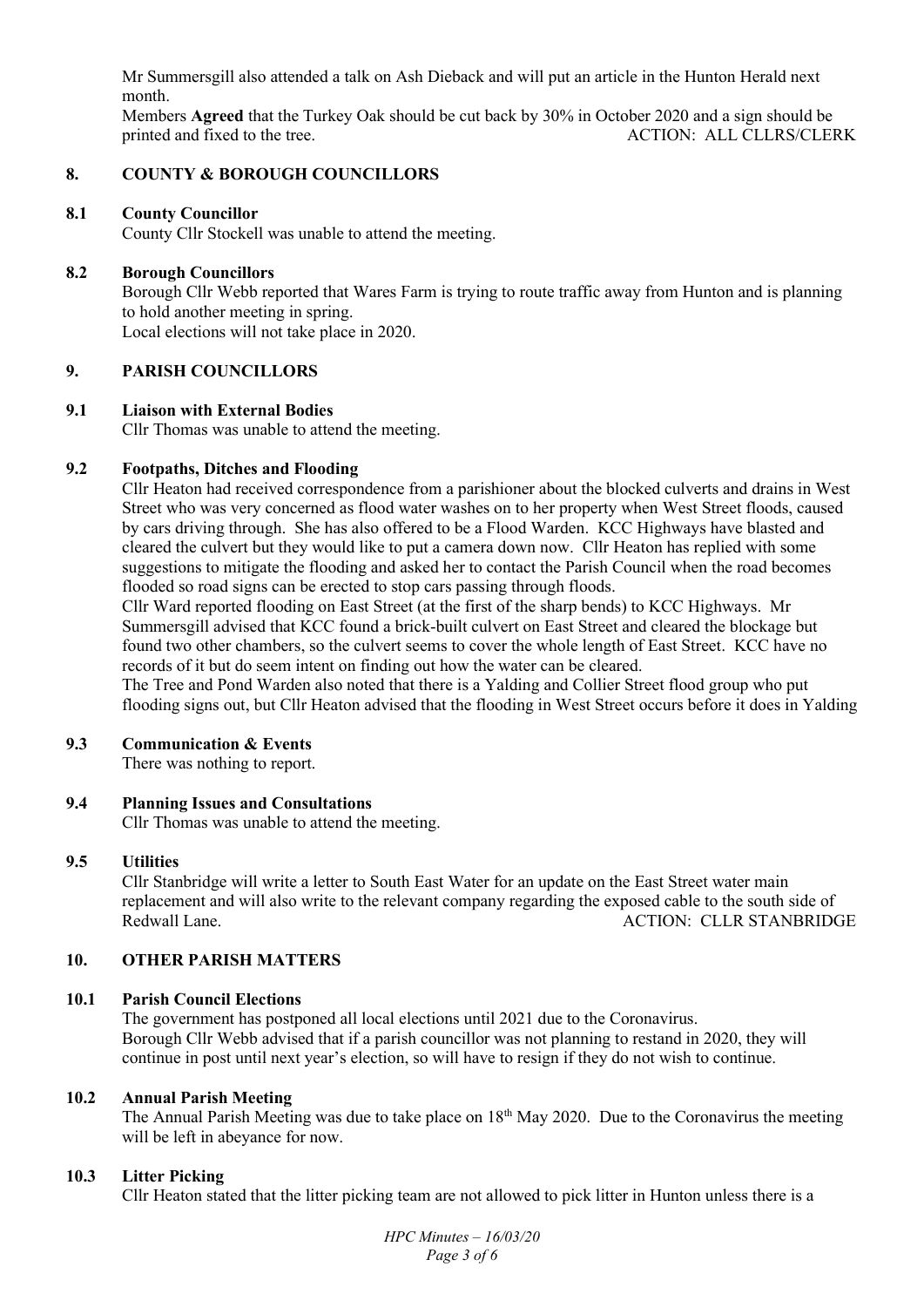Mr Summersgill also attended a talk on Ash Dieback and will put an article in the Hunton Herald next month.

Members **Agreed** that the Turkey Oak should be cut back by 30% in October 2020 and a sign should be printed and fixed to the tree. ACTION: ALL CLLRS/CLERK

## 8. COUNTY & BOROUGH COUNCILLORS

### 8.1 County Councillor

County Cllr Stockell was unable to attend the meeting.

### 8.2 Borough Councillors

Borough Cllr Webb reported that Wares Farm is trying to route traffic away from Hunton and is planning to hold another meeting in spring.

Local elections will not take place in 2020.

## 9. PARISH COUNCILLORS

### 9.1 Liaison with External Bodies

Cllr Thomas was unable to attend the meeting.

### 9.2 Footpaths, Ditches and Flooding

Cllr Heaton had received correspondence from a parishioner about the blocked culverts and drains in West Street who was very concerned as flood water washes on to her property when West Street floods, caused by cars driving through. She has also offered to be a Flood Warden. KCC Highways have blasted and cleared the culvert but they would like to put a camera down now. Cllr Heaton has replied with some suggestions to mitigate the flooding and asked her to contact the Parish Council when the road becomes flooded so road signs can be erected to stop cars passing through floods.

Cllr Ward reported flooding on East Street (at the first of the sharp bends) to KCC Highways. Mr Summersgill advised that KCC found a brick-built culvert on East Street and cleared the blockage but found two other chambers, so the culvert seems to cover the whole length of East Street. KCC have no records of it but do seem intent on finding out how the water can be cleared.

The Tree and Pond Warden also noted that there is a Yalding and Collier Street flood group who put flooding signs out, but Cllr Heaton advised that the flooding in West Street occurs before it does in Yalding

### 9.3 Communication & Events

There was nothing to report.

### 9.4 Planning Issues and Consultations

Cllr Thomas was unable to attend the meeting.

### 9.5 Utilities

Cllr Stanbridge will write a letter to South East Water for an update on the East Street water main replacement and will also write to the relevant company regarding the exposed cable to the south side of Redwall Lane. ACTION: CLLR STANBRIDGE

## 10. OTHER PARISH MATTERS

### 10.1 Parish Council Elections

The government has postponed all local elections until 2021 due to the Coronavirus.

Borough Cllr Webb advised that if a parish councillor was not planning to restand in 2020, they will continue in post until next year's election, so will have to resign if they do not wish to continue.

### 10.2 Annual Parish Meeting

The Annual Parish Meeting was due to take place on 18th May 2020. Due to the Coronavirus the meeting will be left in abeyance for now.

### 10.3 Litter Picking

Cllr Heaton stated that the litter picking team are not allowed to pick litter in Hunton unless there is a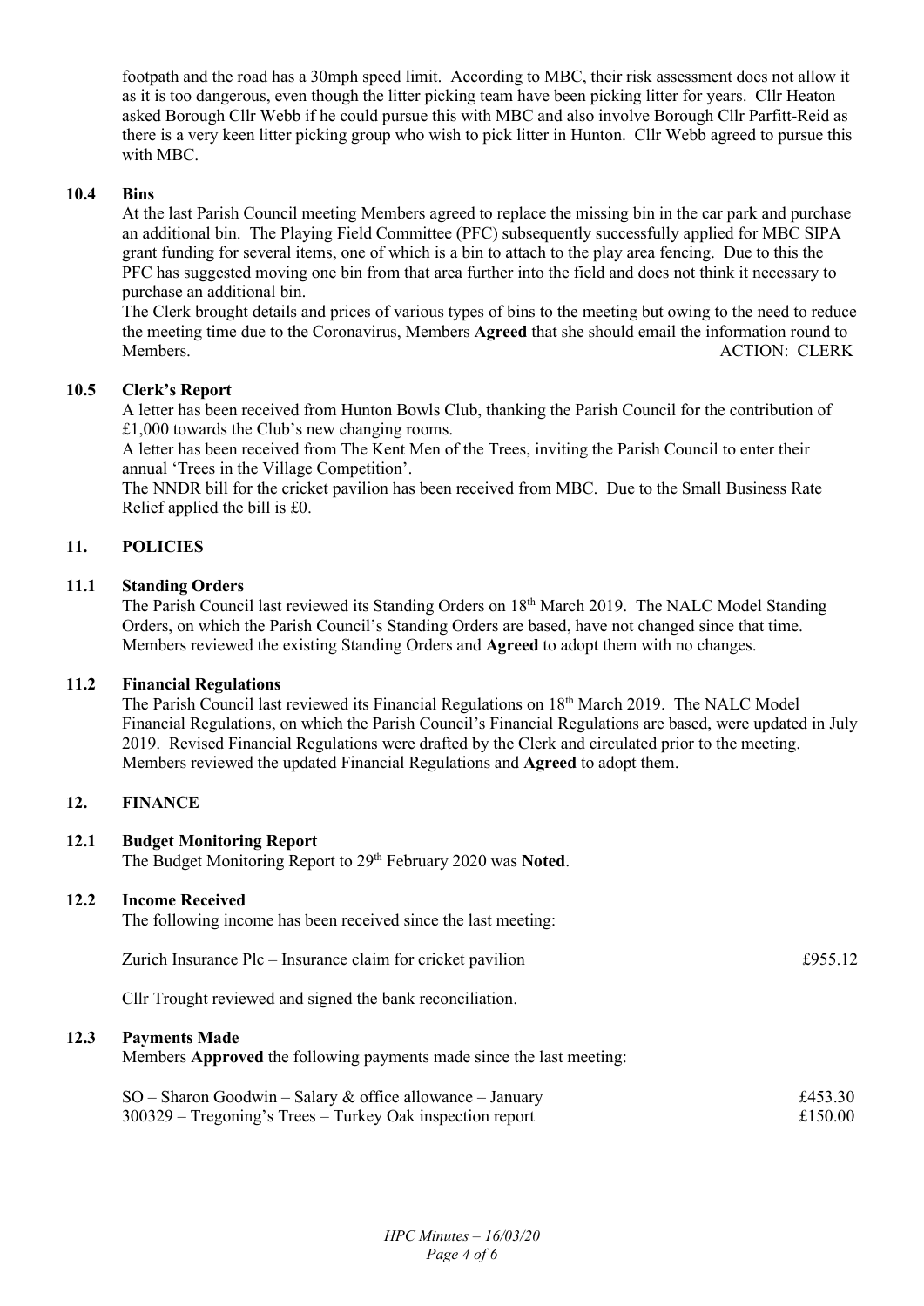footpath and the road has a 30mph speed limit. According to MBC, their risk assessment does not allow it as it is too dangerous, even though the litter picking team have been picking litter for years. Cllr Heaton asked Borough Cllr Webb if he could pursue this with MBC and also involve Borough Cllr Parfitt-Reid as there is a very keen litter picking group who wish to pick litter in Hunton. Cllr Webb agreed to pursue this with MBC.

### 10.4 Bins

At the last Parish Council meeting Members agreed to replace the missing bin in the car park and purchase an additional bin. The Playing Field Committee (PFC) subsequently successfully applied for MBC SIPA grant funding for several items, one of which is a bin to attach to the play area fencing. Due to this the PFC has suggested moving one bin from that area further into the field and does not think it necessary to purchase an additional bin.

The Clerk brought details and prices of various types of bins to the meeting but owing to the need to reduce the meeting time due to the Coronavirus, Members **Agreed** that she should email the information round to Members. ACTION: CLERK

### 10.5 Clerk's Report

A letter has been received from Hunton Bowls Club, thanking the Parish Council for the contribution of £1,000 towards the Club's new changing rooms.

A letter has been received from The Kent Men of the Trees, inviting the Parish Council to enter their annual 'Trees in the Village Competition'.

The NNDR bill for the cricket pavilion has been received from MBC. Due to the Small Business Rate Relief applied the bill is £0.

## 11. POLICIES

### 11.1 Standing Orders

The Parish Council last reviewed its Standing Orders on 18th March 2019. The NALC Model Standing Orders, on which the Parish Council's Standing Orders are based, have not changed since that time. Members reviewed the existing Standing Orders and **Agreed** to adopt them with no changes.

### 11.2 Financial Regulations

The Parish Council last reviewed its Financial Regulations on 18th March 2019. The NALC Model Financial Regulations, on which the Parish Council's Financial Regulations are based, were updated in July 2019. Revised Financial Regulations were drafted by the Clerk and circulated prior to the meeting. Members reviewed the updated Financial Regulations and **Agreed** to adopt them.

## 12. FINANCE

### 12.1 Budget Monitoring Report

The Budget Monitoring Report to 29th February 2020 was **Noted**.

### 12.2 Income Received

The following income has been received since the last meeting:

| | |
|---|---|
| Zurich Insurance Plc – Insurance claim for cricket pavilion | £955.12 |

Cllr Trought reviewed and signed the bank reconciliation.

### 12.3 Payments Made

Members **Approved** the following payments made since the last meeting:

| | |
|---|---|
| SO – Sharon Goodwin – Salary & office allowance – January | £453.30 |
| 300329 – Tregoning's Trees – Turkey Oak inspection report | £150.00 |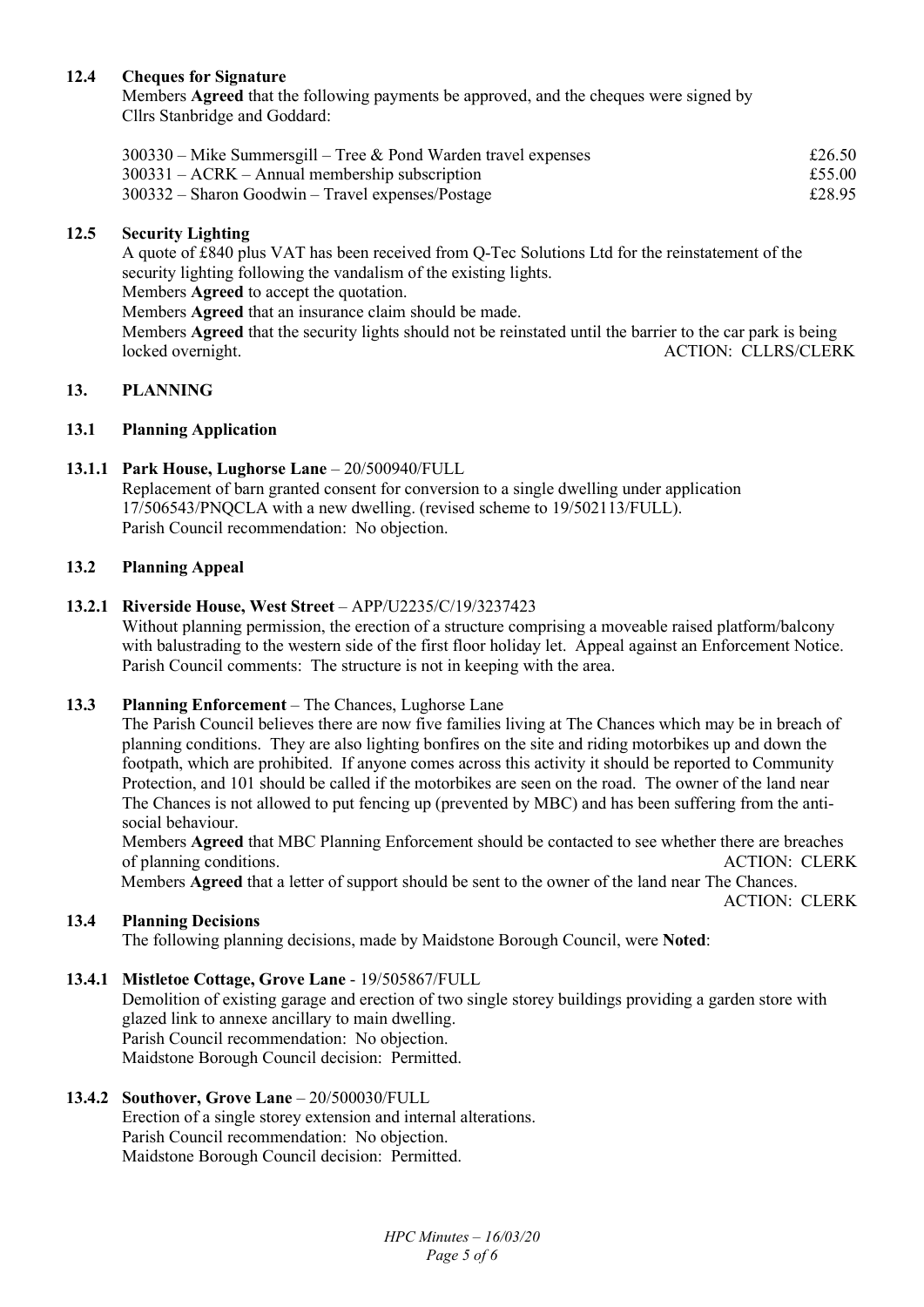### 12.4 Cheques for Signature

Members **Agreed** that the following payments be approved, and the cheques were signed by Cllrs Stanbridge and Goddard:

| | |
|---|---|
| 300330 – Mike Summersgill – Tree & Pond Warden travel expenses | £26.50 |
| 300331 – ACRK – Annual membership subscription | £55.00 |
| 300332 – Sharon Goodwin – Travel expenses/Postage | £28.95 |

### 12.5 Security Lighting

A quote of £840 plus VAT has been received from Q-Tec Solutions Ltd for the reinstatement of the security lighting following the vandalism of the existing lights.

Members **Agreed** to accept the quotation.

Members **Agreed** that an insurance claim should be made.

Members **Agreed** that the security lights should not be reinstated until the barrier to the car park is being locked overnight. ACTION: CLLRS/CLERK

## 13. PLANNING

### 13.1 Planning Application

#### 13.1.1 Park House, Lughorse Lane – 20/500940/FULL

Replacement of barn granted consent for conversion to a single dwelling under application 17/506543/PNQCLA with a new dwelling. (revised scheme to 19/502113/FULL).

Parish Council recommendation: No objection.

### 13.2 Planning Appeal

#### 13.2.1 Riverside House, West Street – APP/U2235/C/19/3237423

Without planning permission, the erection of a structure comprising a moveable raised platform/balcony with balustrading to the western side of the first floor holiday let. Appeal against an Enforcement Notice.

Parish Council comments: The structure is not in keeping with the area.

### 13.3 Planning Enforcement – The Chances, Lughorse Lane

The Parish Council believes there are now five families living at The Chances which may be in breach of planning conditions. They are also lighting bonfires on the site and riding motorbikes up and down the footpath, which are prohibited. If anyone comes across this activity it should be reported to Community Protection, and 101 should be called if the motorbikes are seen on the road. The owner of the land near The Chances is not allowed to put fencing up (prevented by MBC) and has been suffering from the anti-social behaviour.

Members **Agreed** that MBC Planning Enforcement should be contacted to see whether there are breaches of planning conditions. ACTION: CLERK

Members **Agreed** that a letter of support should be sent to the owner of the land near The Chances. ACTION: CLERK

### 13.4 Planning Decisions

The following planning decisions, made by Maidstone Borough Council, were **Noted**:

#### 13.4.1 Mistletoe Cottage, Grove Lane - 19/505867/FULL

Demolition of existing garage and erection of two single storey buildings providing a garden store with glazed link to annexe ancillary to main dwelling.

Parish Council recommendation: No objection.

Maidstone Borough Council decision: Permitted.

#### 13.4.2 Southover, Grove Lane – 20/500030/FULL

Erection of a single storey extension and internal alterations.

Parish Council recommendation: No objection.

Maidstone Borough Council decision: Permitted.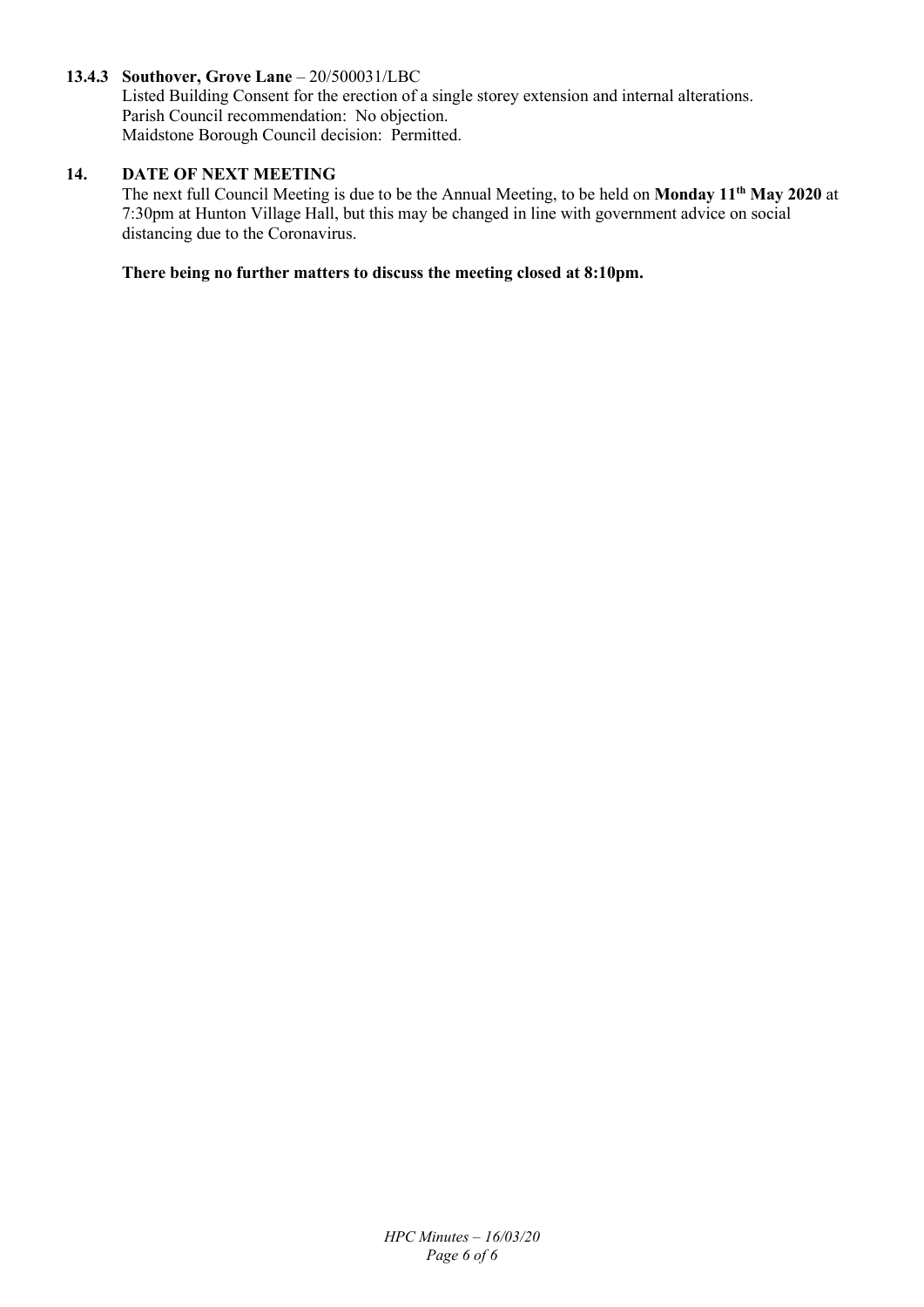### 13.4.3 **Southover, Grove Lane** – 20/500031/LBC

Listed Building Consent for the erection of a single storey extension and internal alterations.
Parish Council recommendation: No objection.
Maidstone Borough Council decision: Permitted.

## 14. DATE OF NEXT MEETING

The next full Council Meeting is due to be the Annual Meeting, to be held on **Monday 11th May 2020** at 7:30pm at Hunton Village Hall, but this may be changed in line with government advice on social distancing due to the Coronavirus.

**There being no further matters to discuss the meeting closed at 8:10pm.**